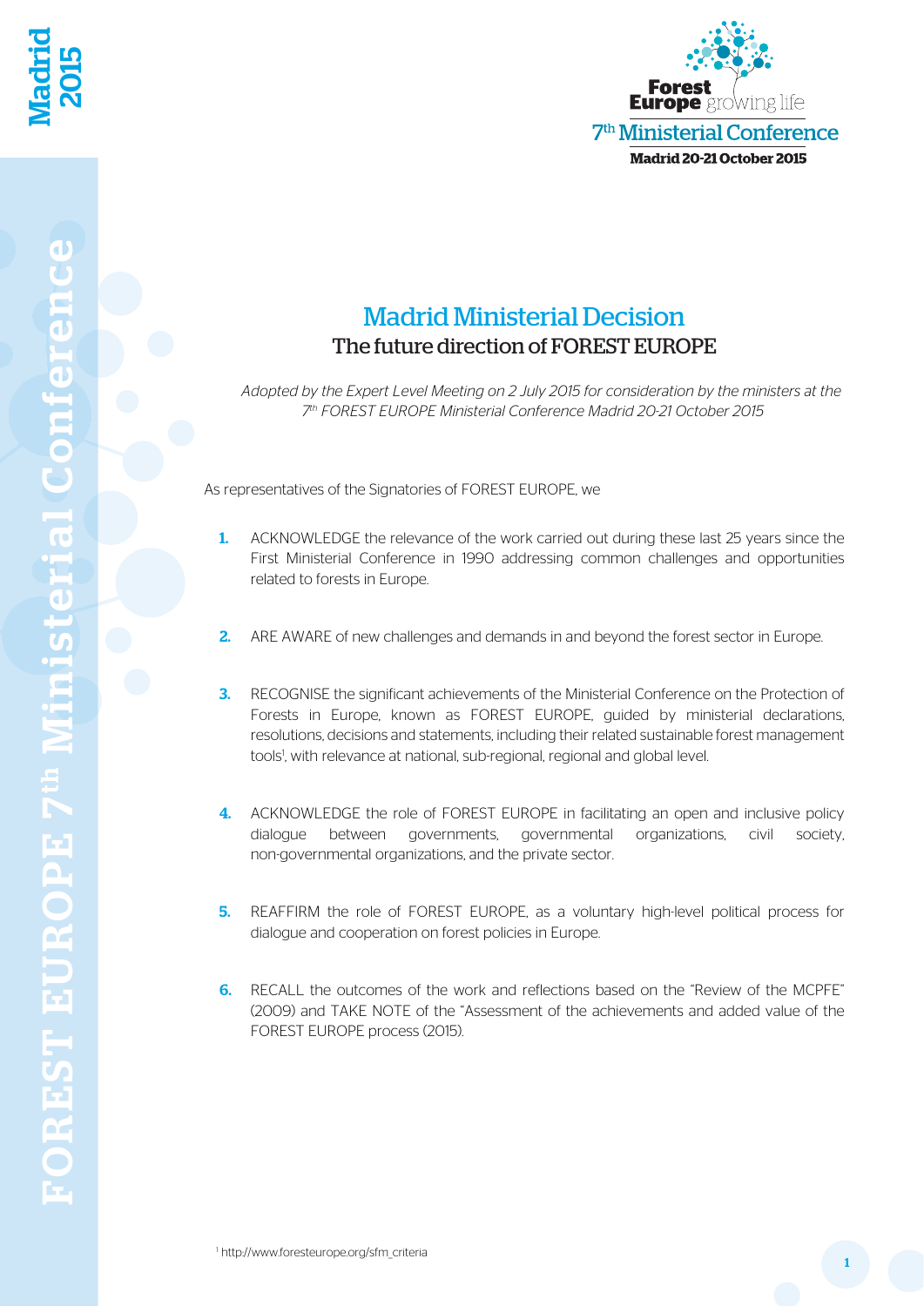# Madrid Ministerial Decision

## The future direction of FOREST EUROPE

*Adopted by the Expert Level Meeting on 2 July 2015 for consideration by the ministers at the 7th FOREST EUROPE Ministerial Conference Madrid 20-21 October 2015*

As representatives of the Signatories of FOREST EUROPE, we

1. ACKNOWLEDGE the relevance of the work carried out during these last 25 years since the First Ministerial Conference in 1990 addressing common challenges and opportunities related to forests in Europe.

2. ARE AWARE of new challenges and demands in and beyond the forest sector in Europe.

3. RECOGNISE the significant achievements of the Ministerial Conference on the Protection of Forests in Europe, known as FOREST EUROPE, guided by ministerial declarations, resolutions, decisions and statements, including their related sustainable forest management tools[1], with relevance at national, sub-regional, regional and global level.

4. ACKNOWLEDGE the role of FOREST EUROPE in facilitating an open and inclusive policy dialogue between governments, governmental organizations, civil society, non-governmental organizations, and the private sector.

5. REAFFIRM the role of FOREST EUROPE, as a voluntary high-level political process for dialogue and cooperation on forest policies in Europe.

6. RECALL the outcomes of the work and reflections based on the "Review of the MCPFE" (2009) and TAKE NOTE of the "Assessment of the achievements and added value of the FOREST EUROPE process (2015).

[1] http://www.foresteurope.org/sfm_criteria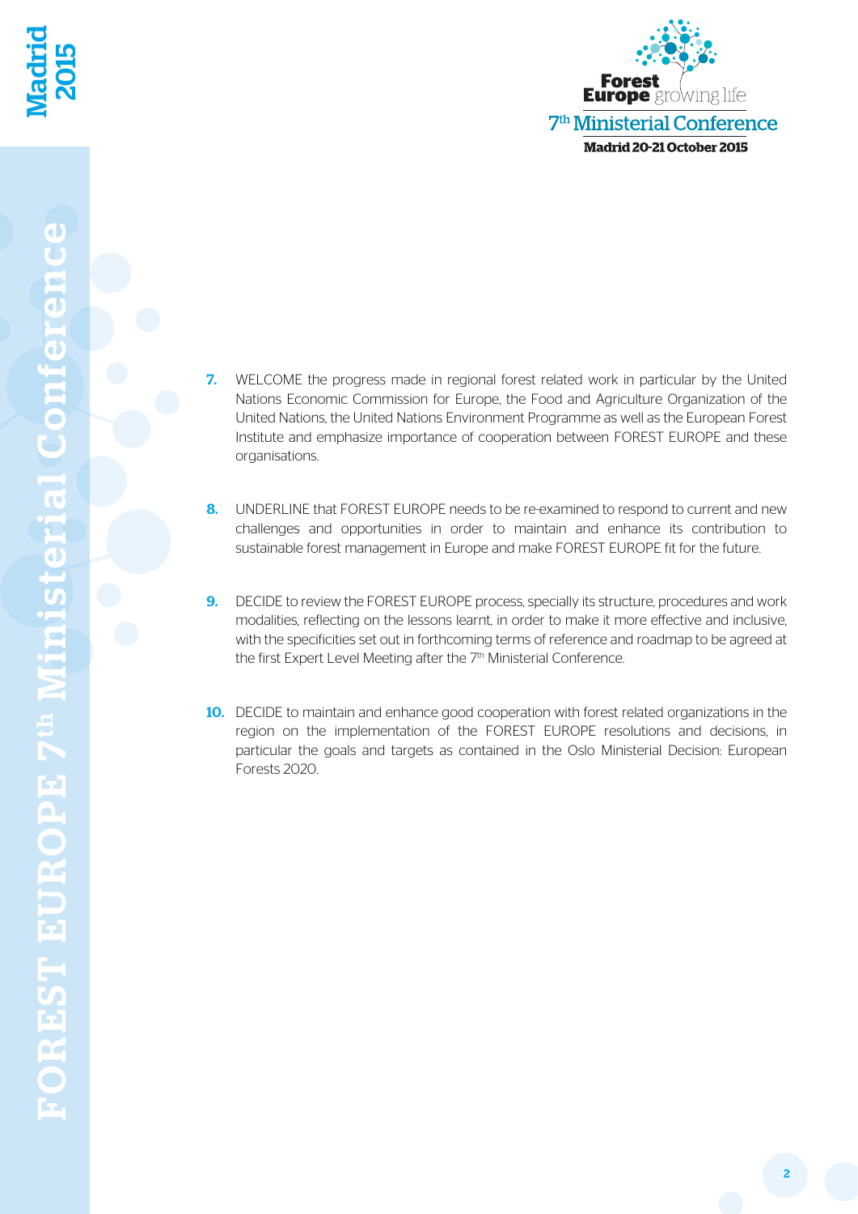7. WELCOME the progress made in regional forest related work in particular by the United Nations Economic Commission for Europe, the Food and Agriculture Organization of the United Nations, the United Nations Environment Programme as well as the European Forest Institute and emphasize importance of cooperation between FOREST EUROPE and these organisations.

8. UNDERLINE that FOREST EUROPE needs to be re-examined to respond to current and new challenges and opportunities in order to maintain and enhance its contribution to sustainable forest management in Europe and make FOREST EUROPE fit for the future.

9. DECIDE to review the FOREST EUROPE process, specially its structure, procedures and work modalities, reflecting on the lessons learnt, in order to make it more effective and inclusive, with the specificities set out in forthcoming terms of reference and roadmap to be agreed at the first Expert Level Meeting after the 7th Ministerial Conference.

10. DECIDE to maintain and enhance good cooperation with forest related organizations in the region on the implementation of the FOREST EUROPE resolutions and decisions, in particular the goals and targets as contained in the Oslo Ministerial Decision: European Forests 2020.